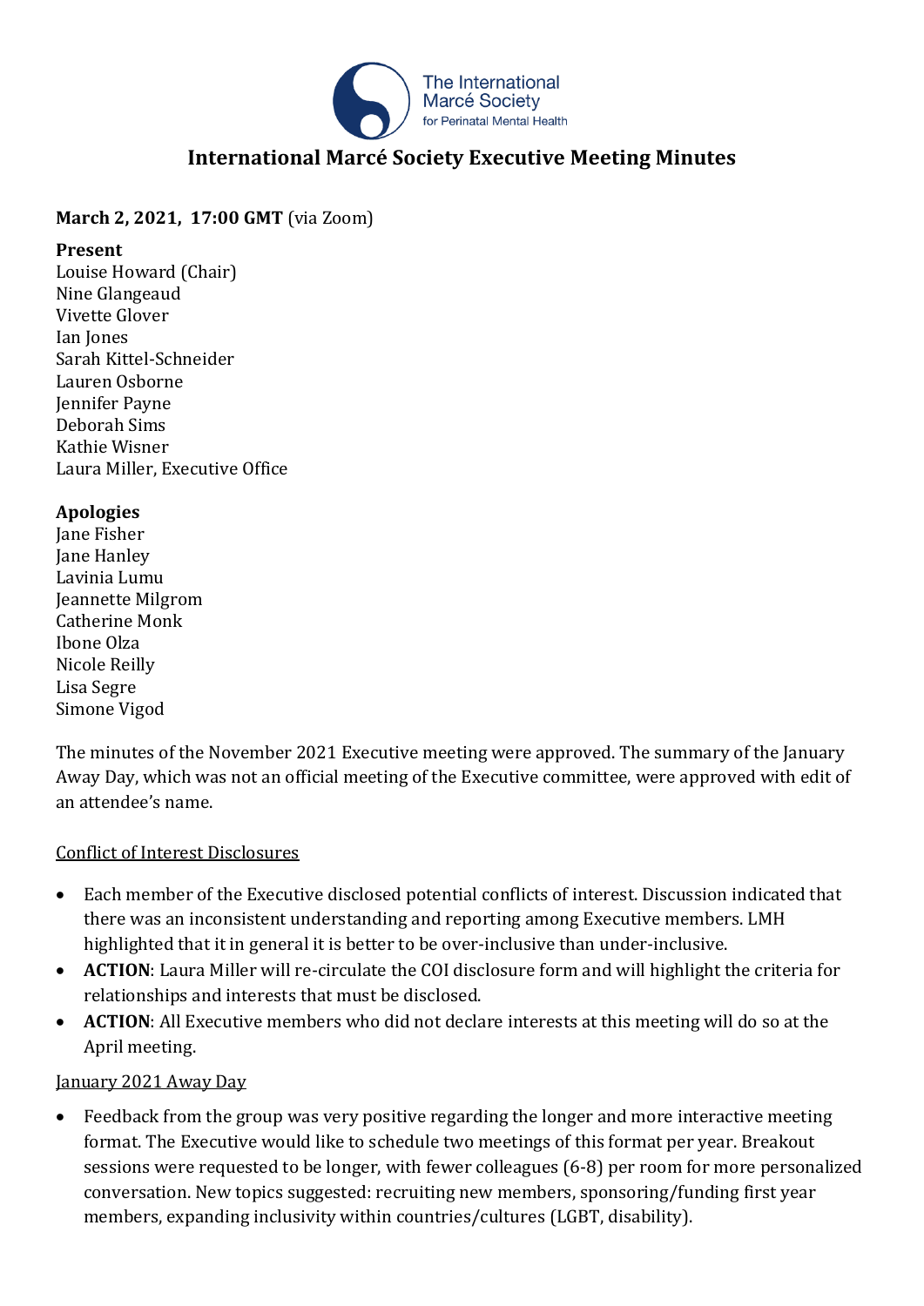# International Marcé Society Executive Meeting Minutes

**March 2, 2021, 17:00 GMT** (via Zoom)

**Present**
Louise Howard (Chair)
Nine Glangeaud
Vivette Glover
Ian Jones
Sarah Kittel-Schneider
Lauren Osborne
Jennifer Payne
Deborah Sims
Kathie Wisner
Laura Miller, Executive Office

**Apologies**
Jane Fisher
Jane Hanley
Lavinia Lumu
Jeannette Milgrom
Catherine Monk
Ibone Olza
Nicole Reilly
Lisa Segre
Simone Vigod

The minutes of the November 2021 Executive meeting were approved. The summary of the January Away Day, which was not an official meeting of the Executive committee, were approved with edit of an attendee's name.

<u>Conflict of Interest Disclosures</u>

- Each member of the Executive disclosed potential conflicts of interest. Discussion indicated that there was an inconsistent understanding and reporting among Executive members. LMH highlighted that it in general it is better to be over-inclusive than under-inclusive.
- **ACTION**: Laura Miller will re-circulate the COI disclosure form and will highlight the criteria for relationships and interests that must be disclosed.
- **ACTION**: All Executive members who did not declare interests at this meeting will do so at the April meeting.

<u>January 2021 Away Day</u>

- Feedback from the group was very positive regarding the longer and more interactive meeting format. The Executive would like to schedule two meetings of this format per year. Breakout sessions were requested to be longer, with fewer colleagues (6-8) per room for more personalized conversation. New topics suggested: recruiting new members, sponsoring/funding first year members, expanding inclusivity within countries/cultures (LGBT, disability).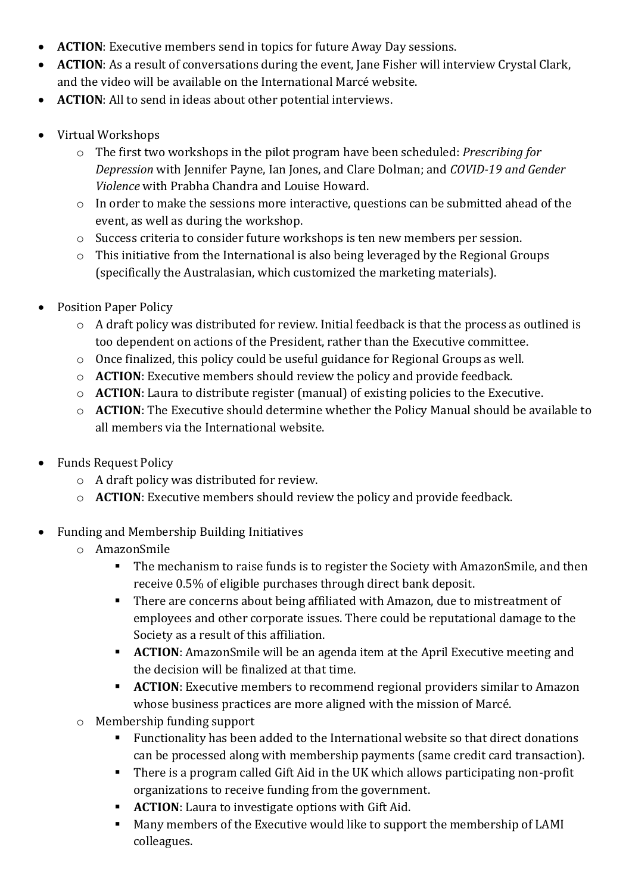- **ACTION**: Executive members send in topics for future Away Day sessions.
- **ACTION**: As a result of conversations during the event, Jane Fisher will interview Crystal Clark, and the video will be available on the International Marcé website.
- **ACTION**: All to send in ideas about other potential interviews.

- Virtual Workshops
  - The first two workshops in the pilot program have been scheduled: *Prescribing for Depression* with Jennifer Payne, Ian Jones, and Clare Dolman; and *COVID-19 and Gender Violence* with Prabha Chandra and Louise Howard.
  - In order to make the sessions more interactive, questions can be submitted ahead of the event, as well as during the workshop.
  - Success criteria to consider future workshops is ten new members per session.
  - This initiative from the International is also being leveraged by the Regional Groups (specifically the Australasian, which customized the marketing materials).

- Position Paper Policy
  - A draft policy was distributed for review. Initial feedback is that the process as outlined is too dependent on actions of the President, rather than the Executive committee.
  - Once finalized, this policy could be useful guidance for Regional Groups as well.
  - **ACTION**: Executive members should review the policy and provide feedback.
  - **ACTION**: Laura to distribute register (manual) of existing policies to the Executive.
  - **ACTION**: The Executive should determine whether the Policy Manual should be available to all members via the International website.

- Funds Request Policy
  - A draft policy was distributed for review.
  - **ACTION**: Executive members should review the policy and provide feedback.

- Funding and Membership Building Initiatives
  - AmazonSmile
    - The mechanism to raise funds is to register the Society with AmazonSmile, and then receive 0.5% of eligible purchases through direct bank deposit.
    - There are concerns about being affiliated with Amazon, due to mistreatment of employees and other corporate issues. There could be reputational damage to the Society as a result of this affiliation.
    - **ACTION**: AmazonSmile will be an agenda item at the April Executive meeting and the decision will be finalized at that time.
    - **ACTION**: Executive members to recommend regional providers similar to Amazon whose business practices are more aligned with the mission of Marcé.
  - Membership funding support
    - Functionality has been added to the International website so that direct donations can be processed along with membership payments (same credit card transaction).
    - There is a program called Gift Aid in the UK which allows participating non-profit organizations to receive funding from the government.
    - **ACTION**: Laura to investigate options with Gift Aid.
    - Many members of the Executive would like to support the membership of LAMI colleagues.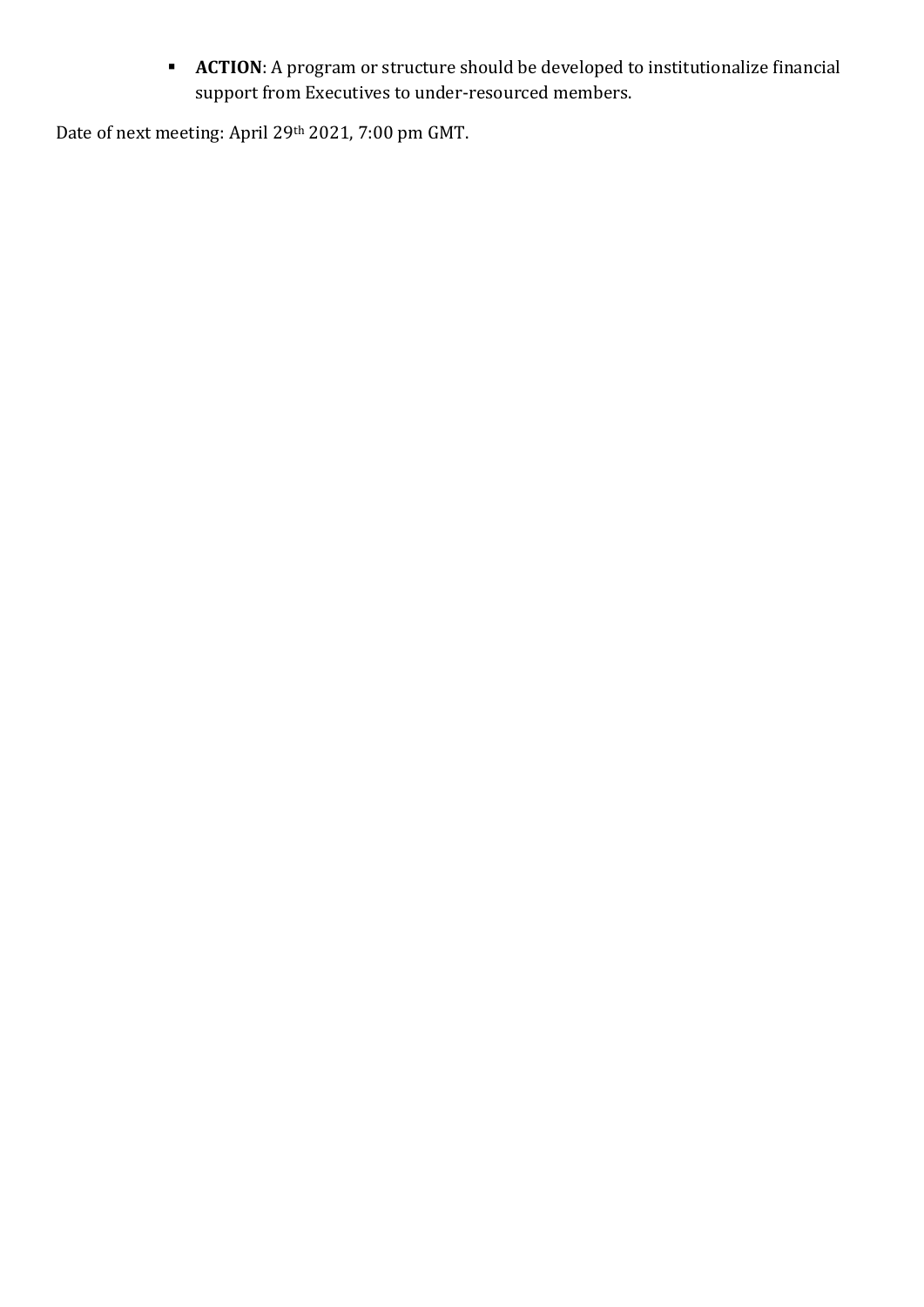- **ACTION**: A program or structure should be developed to institutionalize financial support from Executives to under-resourced members.

Date of next meeting: April 29th 2021, 7:00 pm GMT.